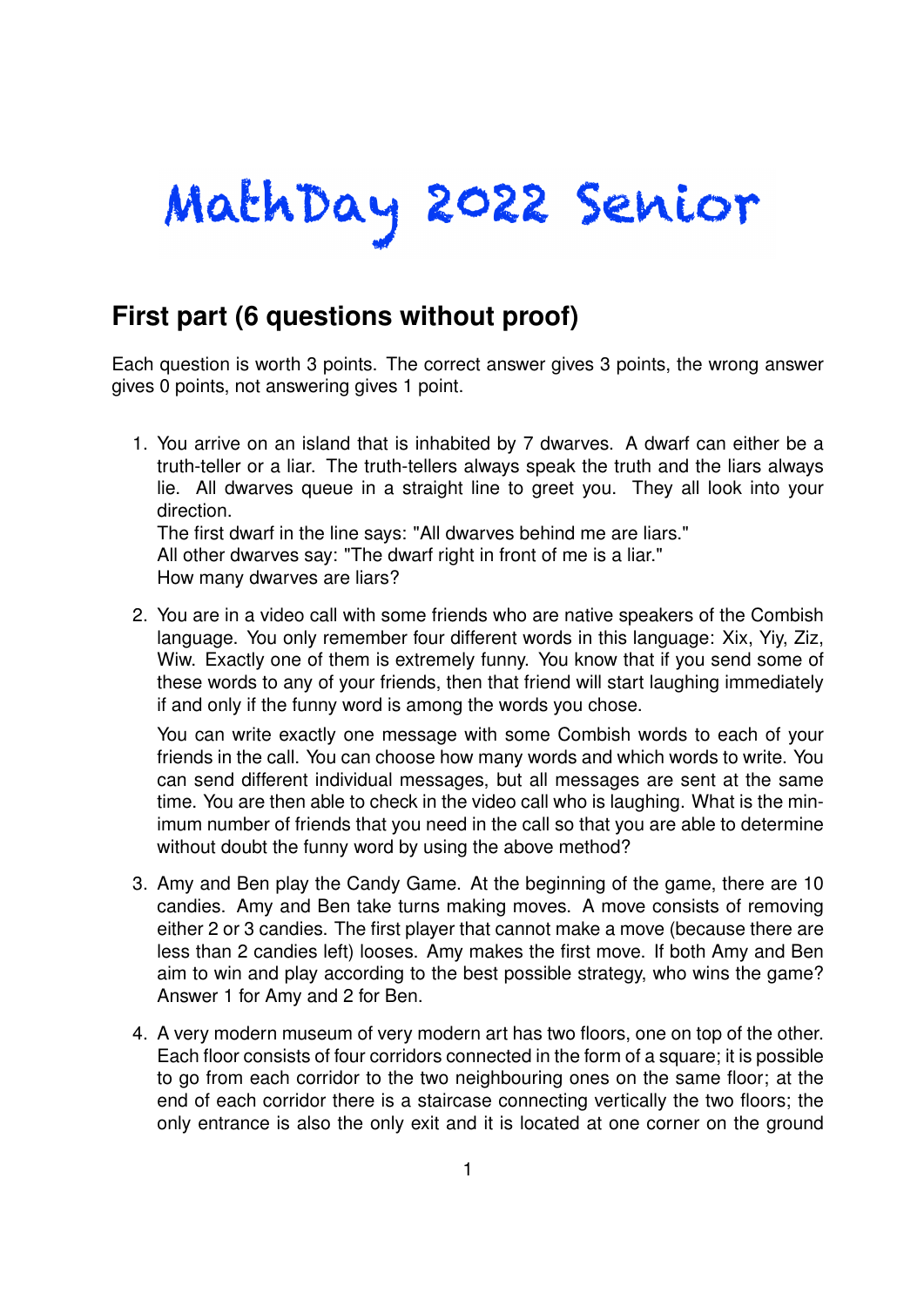# MathDay 2022 Senior

## First part (6 questions without proof)

Each question is worth 3 points. The correct answer gives 3 points, the wrong answer gives 0 points, not answering gives 1 point.

1. You arrive on an island that is inhabited by 7 dwarves. A dwarf can either be a truth-teller or a liar. The truth-tellers always speak the truth and the liars always lie. All dwarves queue in a straight line to greet you. They all look into your direction.
   The first dwarf in the line says: "All dwarves behind me are liars."
   All other dwarves say: "The dwarf right in front of me is a liar."
   How many dwarves are liars?

2. You are in a video call with some friends who are native speakers of the Combish language. You only remember four different words in this language: Xix, Yiy, Ziz, Wiw. Exactly one of them is extremely funny. You know that if you send some of these words to any of your friends, then that friend will start laughing immediately if and only if the funny word is among the words you chose.

   You can write exactly one message with some Combish words to each of your friends in the call. You can choose how many words and which words to write. You can send different individual messages, but all messages are sent at the same time. You are then able to check in the video call who is laughing. What is the minimum number of friends that you need in the call so that you are able to determine without doubt the funny word by using the above method?

3. Amy and Ben play the Candy Game. At the beginning of the game, there are 10 candies. Amy and Ben take turns making moves. A move consists of removing either 2 or 3 candies. The first player that cannot make a move (because there are less than 2 candies left) looses. Amy makes the first move. If both Amy and Ben aim to win and play according to the best possible strategy, who wins the game? Answer 1 for Amy and 2 for Ben.

4. A very modern museum of very modern art has two floors, one on top of the other. Each floor consists of four corridors connected in the form of a square; it is possible to go from each corridor to the two neighbouring ones on the same floor; at the end of each corridor there is a staircase connecting vertically the two floors; the only entrance is also the only exit and it is located at one corner on the ground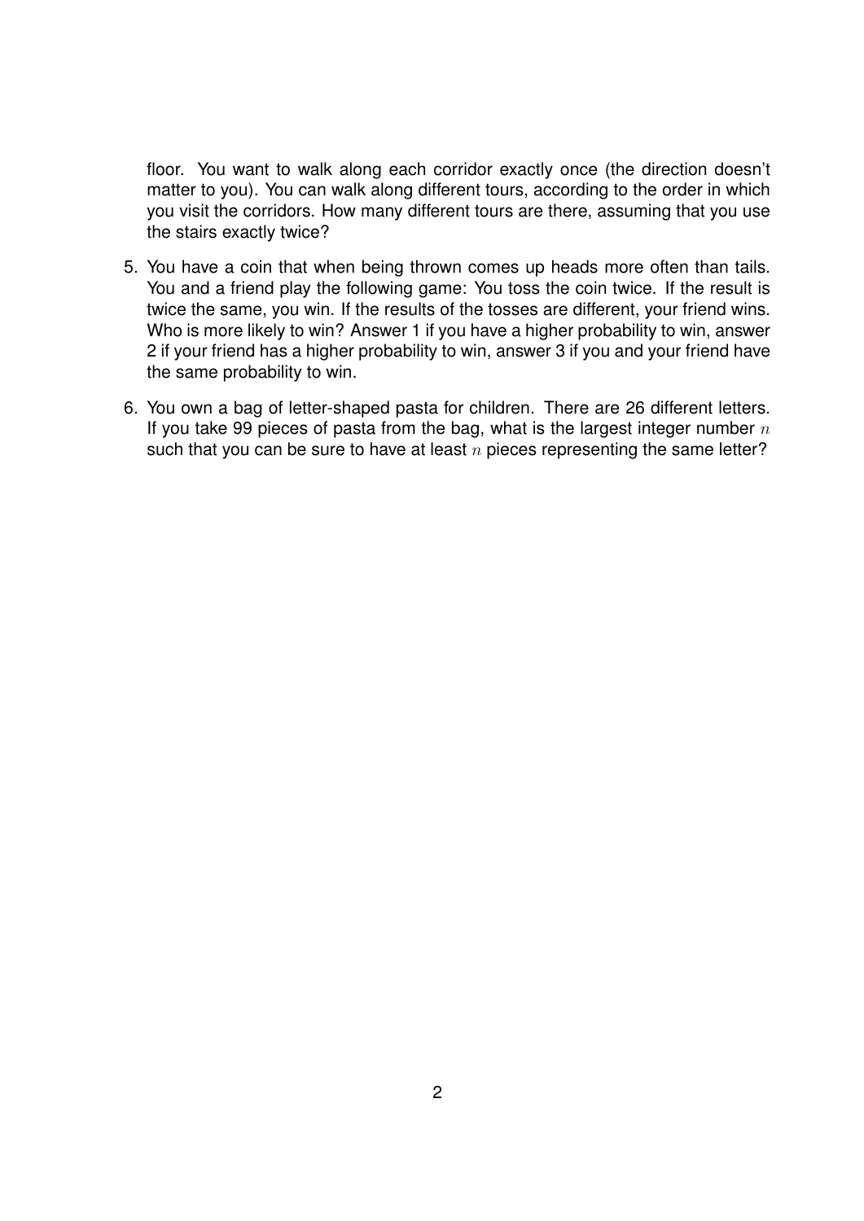floor. You want to walk along each corridor exactly once (the direction doesn't matter to you). You can walk along different tours, according to the order in which you visit the corridors. How many different tours are there, assuming that you use the stairs exactly twice?

5. You have a coin that when being thrown comes up heads more often than tails. You and a friend play the following game: You toss the coin twice. If the result is twice the same, you win. If the results of the tosses are different, your friend wins. Who is more likely to win? Answer 1 if you have a higher probability to win, answer 2 if your friend has a higher probability to win, answer 3 if you and your friend have the same probability to win.

6. You own a bag of letter-shaped pasta for children. There are 26 different letters. If you take 99 pieces of pasta from the bag, what is the largest integer number $n$ such that you can be sure to have at least $n$ pieces representing the same letter?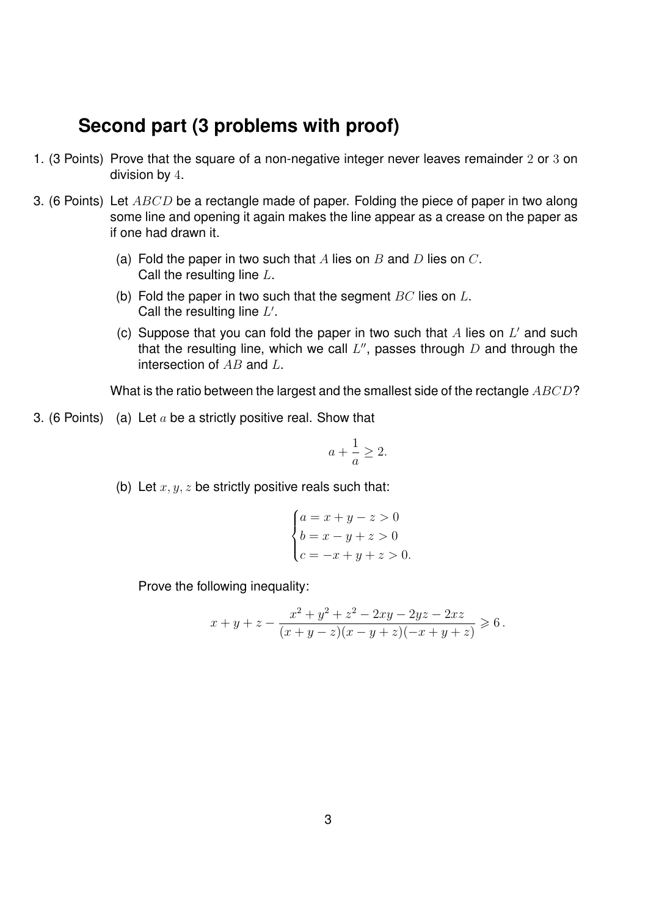## Second part (3 problems with proof)

1. (3 Points) Prove that the square of a non-negative integer never leaves remainder $2$ or $3$ on division by $4$.

3. (6 Points) Let $ABCD$ be a rectangle made of paper. Folding the piece of paper in two along some line and opening it again makes the line appear as a crease on the paper as if one had drawn it.

   (a) Fold the paper in two such that $A$ lies on $B$ and $D$ lies on $C$.
   Call the resulting line $L$.

   (b) Fold the paper in two such that the segment $BC$ lies on $L$.
   Call the resulting line $L'$.

   (c) Suppose that you can fold the paper in two such that $A$ lies on $L'$ and such that the resulting line, which we call $L''$, passes through $D$ and through the intersection of $AB$ and $L$.

   What is the ratio between the largest and the smallest side of the rectangle $ABCD$?

3. (6 Points) (a) Let $a$ be a strictly positive real. Show that

$$a + \frac{1}{a} \geq 2.$$

   (b) Let $x, y, z$ be strictly positive reals such that:

$$\begin{cases} a = x + y - z > 0 \\ b = x - y + z > 0 \\ c = -x + y + z > 0. \end{cases}$$

   Prove the following inequality:

$$x + y + z - \frac{x^2 + y^2 + z^2 - 2xy - 2yz - 2xz}{(x + y - z)(x - y + z)(-x + y + z)} \geqslant 6\,.$$